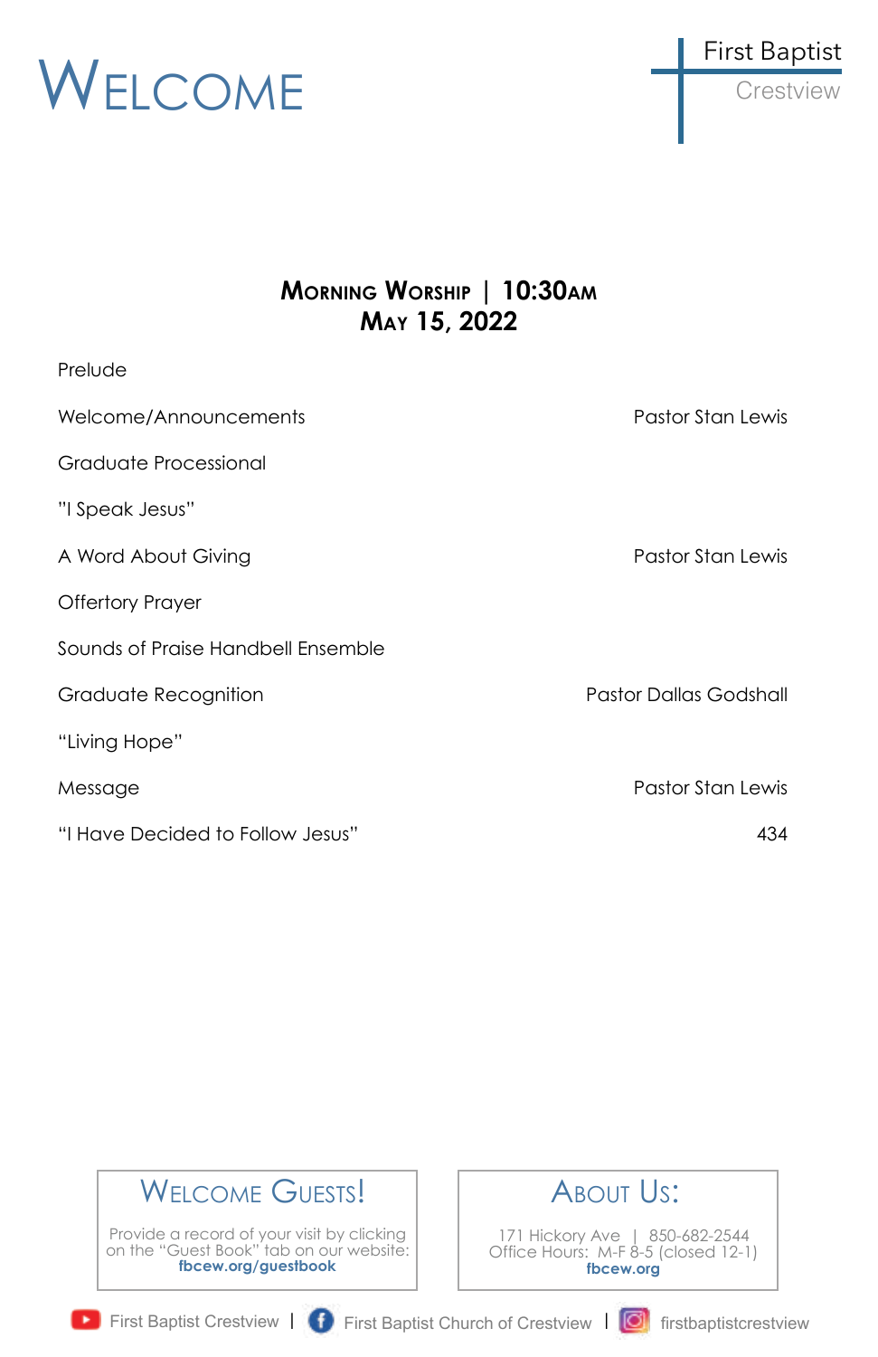# WELCOME

First Baptist
Crestview

## MORNING WORSHIP | 10:30AM
## MAY 15, 2022

| | |
|---|---|
| Prelude | |
| Welcome/Announcements | Pastor Stan Lewis |
| Graduate Processional | |
| "I Speak Jesus" | |
| A Word About Giving | Pastor Stan Lewis |
| Offertory Prayer | |
| Sounds of Praise Handbell Ensemble | |
| Graduate Recognition | Pastor Dallas Godshall |
| "Living Hope" | |
| Message | Pastor Stan Lewis |
| "I Have Decided to Follow Jesus" | 434 |

### WELCOME GUESTS!

Provide a record of your visit by clicking on the "Guest Book" tab on our website:
**fbcew.org/guestbook**

### ABOUT US:

171 Hickory Ave | 850-682-2544
Office Hours: M-F 8-5 (closed 12-1)
**fbcew.org**

First Baptist Crestview | First Baptist Church of Crestview | firstbaptistcrestview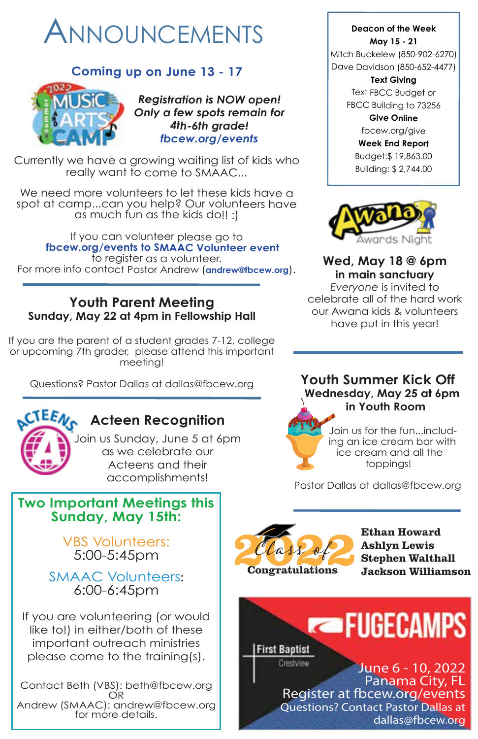# Announcements

## Coming up on June 13 - 17

2022 Summer Music and Arts Camp

***Registration is NOW open! Only a few spots remain for 4th-6th grade!***
***fbcew.org/events***

Currently we have a growing waiting list of kids who really want to come to SMAAC...

We need more volunteers to let these kids have a spot at camp...can you help? Our volunteers have as much fun as the kids do!! :)

If you can volunteer please go to **fbcew.org/events to SMAAC Volunteer event** to register as a volunteer.
For more info contact Pastor Andrew (**andrew@fbcew.org**).

## Youth Parent Meeting

**Sunday, May 22 at 4pm in Fellowship Hall**

If you are the parent of a student grades 7-12, college or upcoming 7th grader, please attend this important meeting!

Questions? Pastor Dallas at dallas@fbcew.org

## Acteen Recognition

Join us Sunday, June 5 at 6pm as we celebrate our Acteens and their accomplishments!

## Two Important Meetings this Sunday, May 15th:

VBS Volunteers:
5:00-5:45pm

SMAAC Volunteers:
6:00-6:45pm

If you are volunteering (or would like to!) in either/both of these important outreach ministries please come to the training(s).

Contact Beth (VBS): beth@fbcew.org
OR
Andrew (SMAAC): andrew@fbcew.org
for more details.

**Deacon of the Week**
**May 15 - 21**
Mitch Buckelew (850-902-6270)
Dave Davidson (850-652-4477)

**Text Giving**
Text FBCC Budget or FBCC Building to 73256

**Give Online**
fbcew.org/give

**Week End Report**
Budget:$ 19,863.00
Building: $ 2,744.00

## Awana Awards Night

**Wed, May 18 @ 6pm**
**in main sanctuary**

*Everyone* is invited to celebrate all of the hard work our Awana kids & volunteers have put in this year!

## Youth Summer Kick Off

**Wednesday, May 25 at 6pm**
**in Youth Room**

Join us for the fun...including an ice cream bar with ice cream and all the toppings!

Pastor Dallas at dallas@fbcew.org

## Class of 2022 Congratulations

**Ethan Howard**
**Ashlyn Lewis**
**Stephen Walthall**
**Jackson Williamson**

## FUGECAMPS

First Baptist Crestview

June 6 - 10, 2022
Panama City, FL
Register at fbcew.org/events
Questions? Contact Pastor Dallas at dallas@fbcew.org